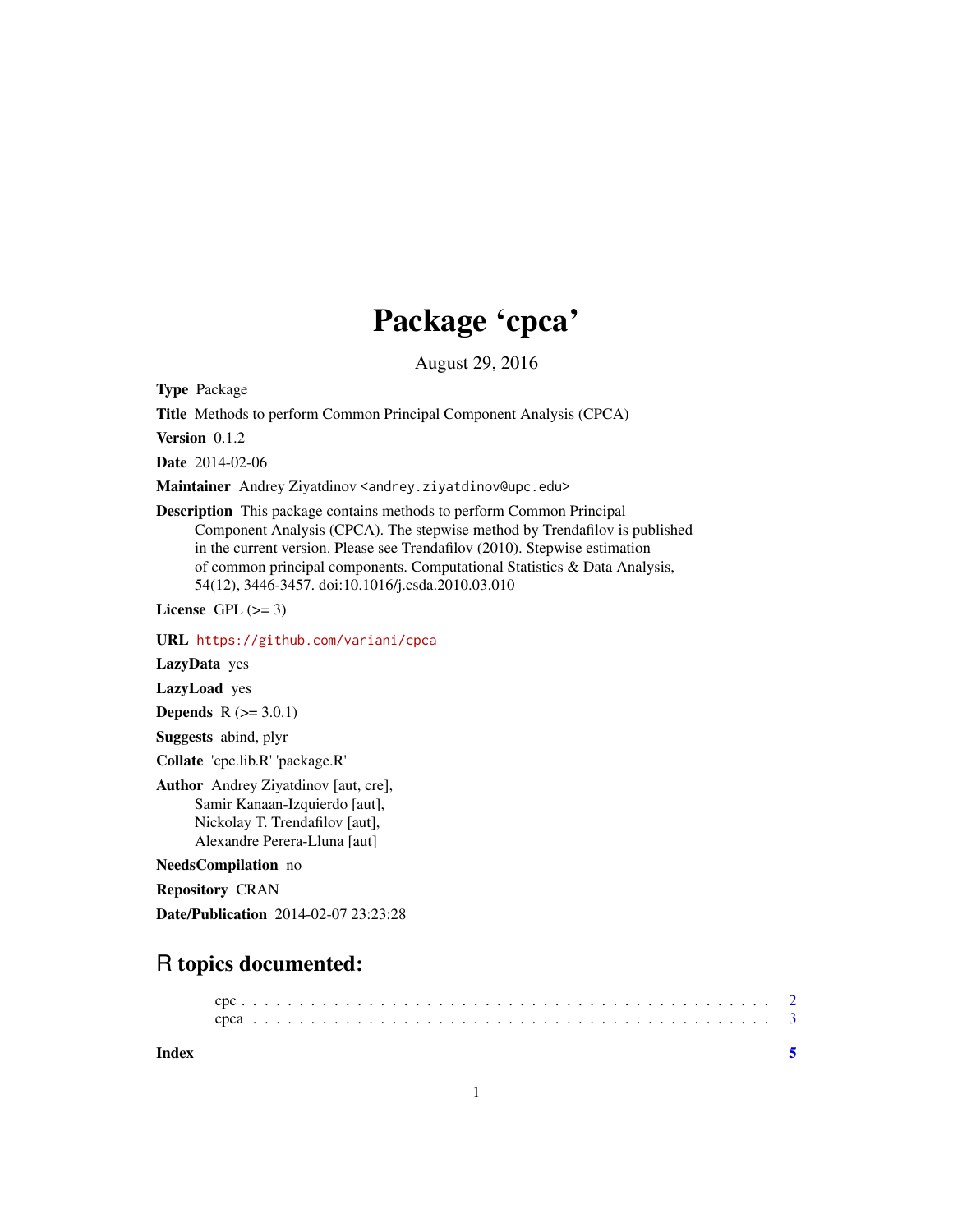# Package 'cpca'

August 29, 2016

**Type** Package

**Title** Methods to perform Common Principal Component Analysis (CPCA)

**Version** 0.1.2

**Date** 2014-02-06

**Maintainer** Andrey Ziyatdinov <andrey.ziyatdinov@upc.edu>

**Description** This package contains methods to perform Common Principal Component Analysis (CPCA). The stepwise method by Trendafilov is published in the current version. Please see Trendafilov (2010). Stepwise estimation of common principal components. Computational Statistics & Data Analysis, 54(12), 3446-3457. doi:10.1016/j.csda.2010.03.010

**License** GPL (>= 3)

**URL** https://github.com/variani/cpca

**LazyData** yes

**LazyLoad** yes

**Depends** R (>= 3.0.1)

**Suggests** abind, plyr

**Collate** 'cpc.lib.R' 'package.R'

**Author** Andrey Ziyatdinov [aut, cre],
Samir Kanaan-Izquierdo [aut],
Nickolay T. Trendafilov [aut],
Alexandre Perera-Lluna [aut]

**NeedsCompilation** no

**Repository** CRAN

**Date/Publication** 2014-02-07 23:23:28

## R topics documented:

- cpc . . . . . . . . . . . . . . . . . . . . . . . . . . . . . . . . . . . . . . . . . . . 2
- cpca . . . . . . . . . . . . . . . . . . . . . . . . . . . . . . . . . . . . . . . . . . 3

**Index** 5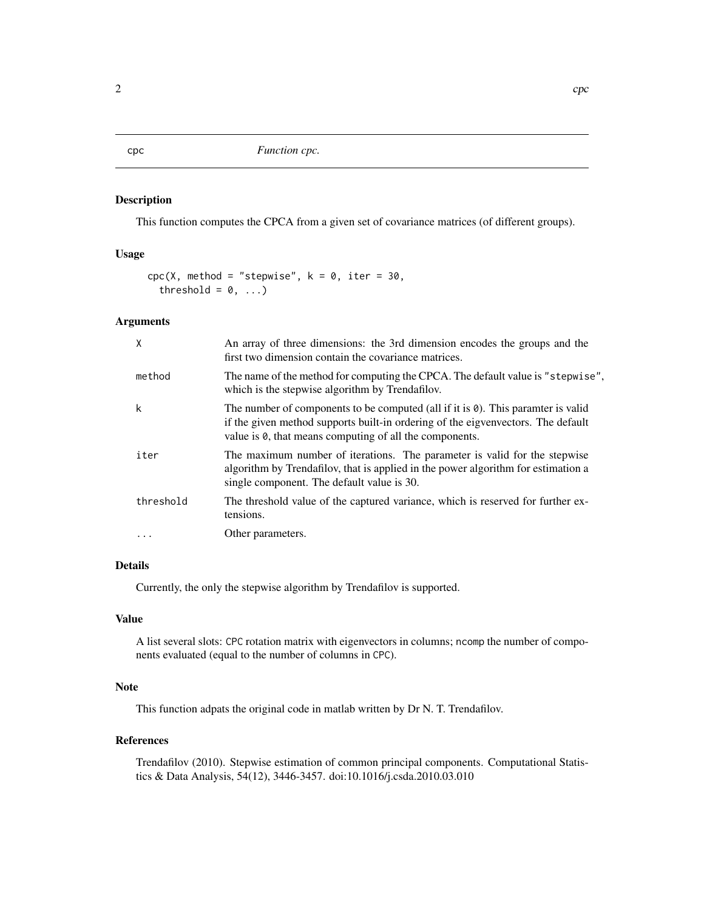cpc *Function cpc.*

## Description

This function computes the CPCA from a given set of covariance matrices (of different groups).

## Usage

```
cpc(X, method = "stepwise", k = 0, iter = 30,
  threshold = 0, ...)
```

## Arguments

| | |
|---|---|
| X | An array of three dimensions: the 3rd dimension encodes the groups and the first two dimension contain the covariance matrices. |
| method | The name of the method for computing the CPCA. The default value is "stepwise", which is the stepwise algorithm by Trendafilov. |
| k | The number of components to be computed (all if it is 0). This paramter is valid if the given method supports built-in ordering of the eigvenvectors. The default value is 0, that means computing of all the components. |
| iter | The maximum number of iterations. The parameter is valid for the stepwise algorithm by Trendafilov, that is applied in the power algorithm for estimation a single component. The default value is 30. |
| threshold | The threshold value of the captured variance, which is reserved for further extensions. |
| ... | Other parameters. |

## Details

Currently, the only the stepwise algorithm by Trendafilov is supported.

## Value

A list several slots: CPC rotation matrix with eigenvectors in columns; ncomp the number of components evaluated (equal to the number of columns in CPC).

## Note

This function adpats the original code in matlab written by Dr N. T. Trendafilov.

## References

Trendafilov (2010). Stepwise estimation of common principal components. Computational Statistics & Data Analysis, 54(12), 3446-3457. doi:10.1016/j.csda.2010.03.010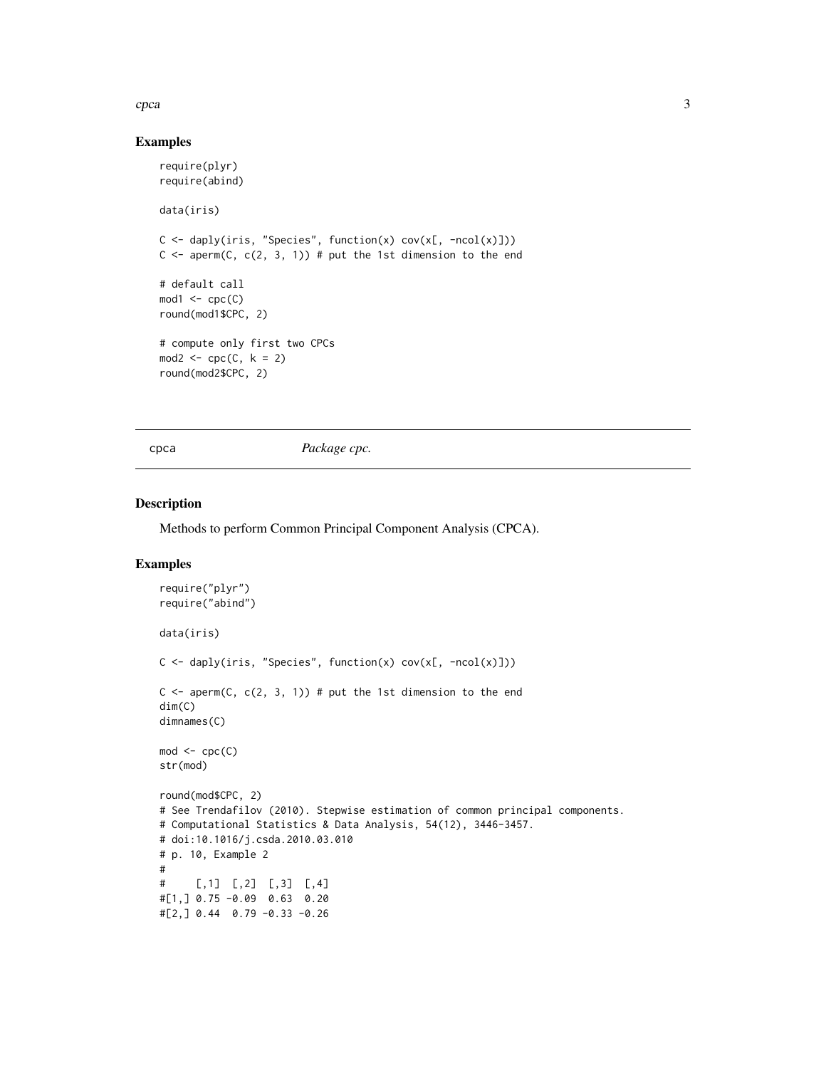## Examples

```
require(plyr)
require(abind)

data(iris)

C <- daply(iris, "Species", function(x) cov(x[, -ncol(x)]))
C <- aperm(C, c(2, 3, 1)) # put the 1st dimension to the end

# default call
mod1 <- cpc(C)
round(mod1$CPC, 2)

# compute only first two CPCs
mod2 <- cpc(C, k = 2)
round(mod2$CPC, 2)
```

---

cpca — *Package cpc.*

---

## Description

Methods to perform Common Principal Component Analysis (CPCA).

## Examples

```
require("plyr")
require("abind")

data(iris)

C <- daply(iris, "Species", function(x) cov(x[, -ncol(x)]))

C <- aperm(C, c(2, 3, 1)) # put the 1st dimension to the end
dim(C)
dimnames(C)

mod <- cpc(C)
str(mod)

round(mod$CPC, 2)
# See Trendafilov (2010). Stepwise estimation of common principal components.
# Computational Statistics & Data Analysis, 54(12), 3446-3457.
# doi:10.1016/j.csda.2010.03.010
# p. 10, Example 2
#
#     [,1]  [,2]  [,3]  [,4]
#[1,] 0.75 -0.09  0.63  0.20
#[2,] 0.44  0.79 -0.33 -0.26
```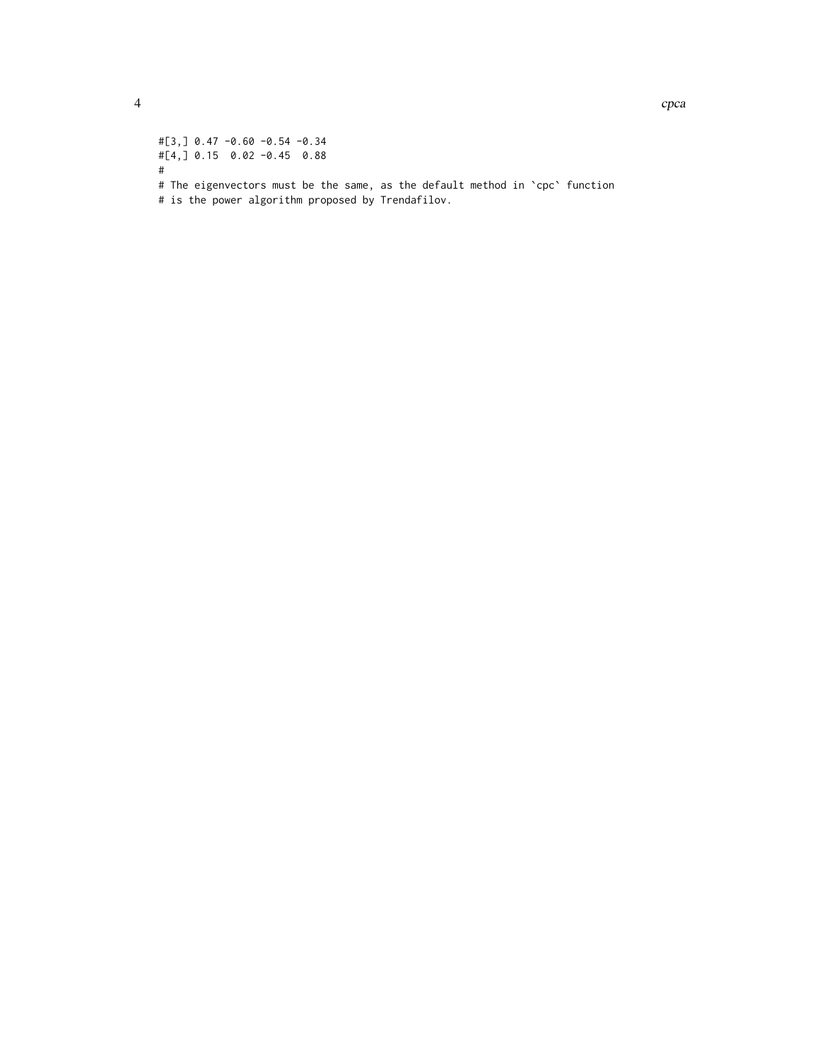```
#[3,] 0.47 -0.60 -0.54 -0.34
#[4,] 0.15  0.02 -0.45  0.88
#
# The eigenvectors must be the same, as the default method in `cpc` function
# is the power algorithm proposed by Trendafilov.
```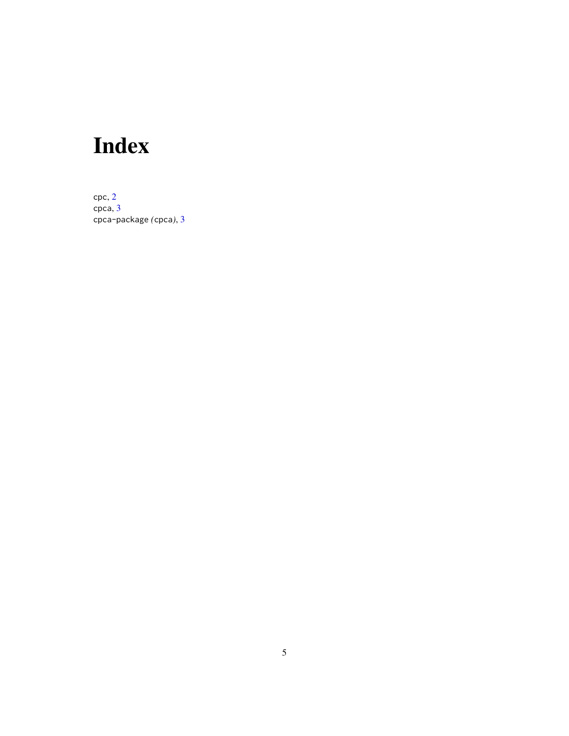# Index

cpc, 2
cpca, 3
cpca-package *(*cpca*)*, 3